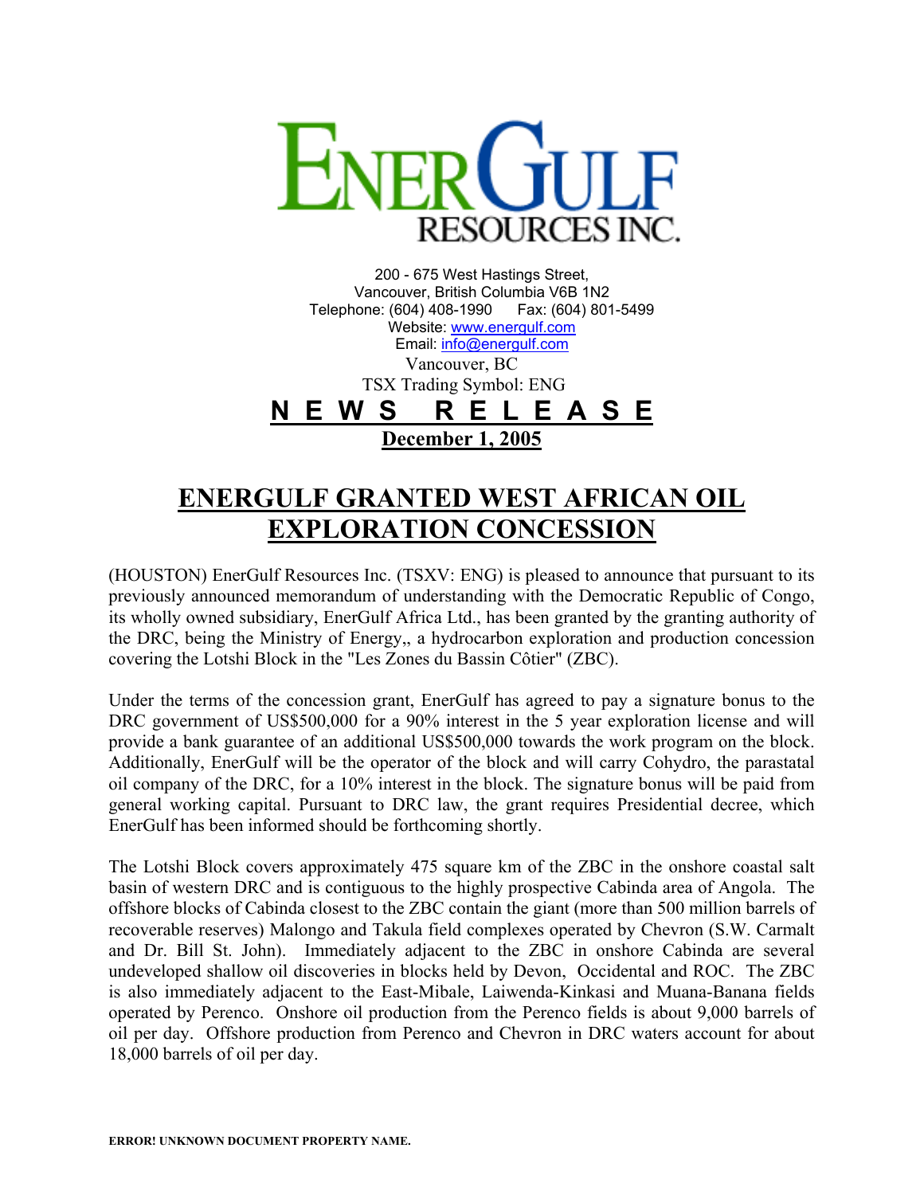# ENERGULF RESOURCES INC.

200 - 675 West Hastings Street,
Vancouver, British Columbia V6B 1N2
Telephone: (604) 408-1990 Fax: (604) 801-5499
Website: www.energulf.com
Email: info@energulf.com

Vancouver, BC
TSX Trading Symbol: ENG

**N E W S R E L E A S E**

**December 1, 2005**

## ENERGULF GRANTED WEST AFRICAN OIL EXPLORATION CONCESSION

(HOUSTON) EnerGulf Resources Inc. (TSXV: ENG) is pleased to announce that pursuant to its previously announced memorandum of understanding with the Democratic Republic of Congo, its wholly owned subsidiary, EnerGulf Africa Ltd., has been granted by the granting authority of the DRC, being the Ministry of Energy,, a hydrocarbon exploration and production concession covering the Lotshi Block in the "Les Zones du Bassin Côtier" (ZBC).

Under the terms of the concession grant, EnerGulf has agreed to pay a signature bonus to the DRC government of US$500,000 for a 90% interest in the 5 year exploration license and will provide a bank guarantee of an additional US$500,000 towards the work program on the block. Additionally, EnerGulf will be the operator of the block and will carry Cohydro, the parastatal oil company of the DRC, for a 10% interest in the block. The signature bonus will be paid from general working capital. Pursuant to DRC law, the grant requires Presidential decree, which EnerGulf has been informed should be forthcoming shortly.

The Lotshi Block covers approximately 475 square km of the ZBC in the onshore coastal salt basin of western DRC and is contiguous to the highly prospective Cabinda area of Angola. The offshore blocks of Cabinda closest to the ZBC contain the giant (more than 500 million barrels of recoverable reserves) Malongo and Takula field complexes operated by Chevron (S.W. Carmalt and Dr. Bill St. John). Immediately adjacent to the ZBC in onshore Cabinda are several undeveloped shallow oil discoveries in blocks held by Devon, Occidental and ROC. The ZBC is also immediately adjacent to the East-Mibale, Laiwenda-Kinkasi and Muana-Banana fields operated by Perenco. Onshore oil production from the Perenco fields is about 9,000 barrels of oil per day. Offshore production from Perenco and Chevron in DRC waters account for about 18,000 barrels of oil per day.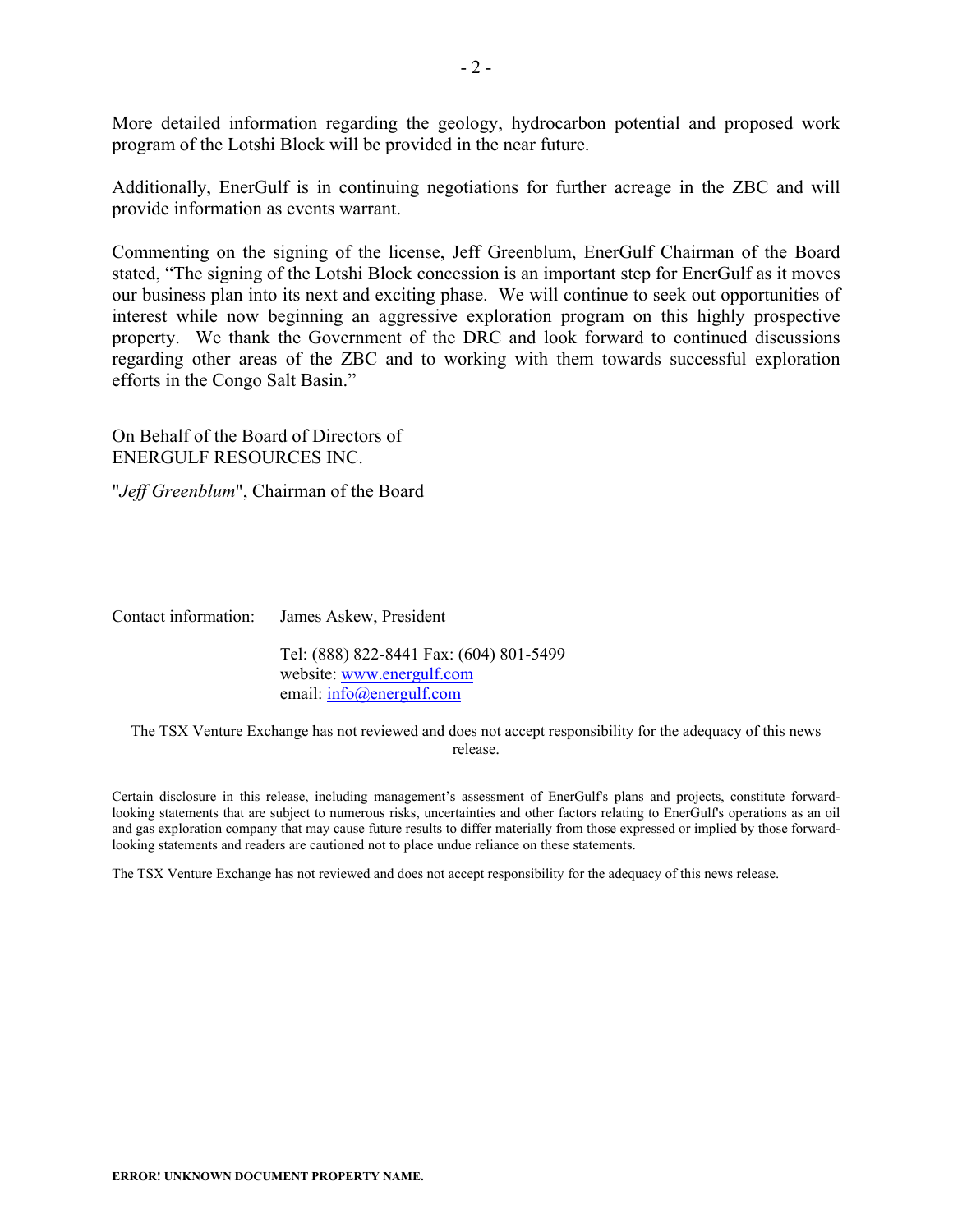More detailed information regarding the geology, hydrocarbon potential and proposed work program of the Lotshi Block will be provided in the near future.

Additionally, EnerGulf is in continuing negotiations for further acreage in the ZBC and will provide information as events warrant.

Commenting on the signing of the license, Jeff Greenblum, EnerGulf Chairman of the Board stated, "The signing of the Lotshi Block concession is an important step for EnerGulf as it moves our business plan into its next and exciting phase. We will continue to seek out opportunities of interest while now beginning an aggressive exploration program on this highly prospective property. We thank the Government of the DRC and look forward to continued discussions regarding other areas of the ZBC and to working with them towards successful exploration efforts in the Congo Salt Basin."

On Behalf of the Board of Directors of
ENERGULF RESOURCES INC.

"*Jeff Greenblum*", Chairman of the Board

Contact information: James Askew, President

Tel: (888) 822-8441 Fax: (604) 801-5499
website: www.energulf.com
email: info@energulf.com

The TSX Venture Exchange has not reviewed and does not accept responsibility for the adequacy of this news release.

Certain disclosure in this release, including management's assessment of EnerGulf's plans and projects, constitute forward-looking statements that are subject to numerous risks, uncertainties and other factors relating to EnerGulf's operations as an oil and gas exploration company that may cause future results to differ materially from those expressed or implied by those forward-looking statements and readers are cautioned not to place undue reliance on these statements.

The TSX Venture Exchange has not reviewed and does not accept responsibility for the adequacy of this news release.

**ERROR! UNKNOWN DOCUMENT PROPERTY NAME.**